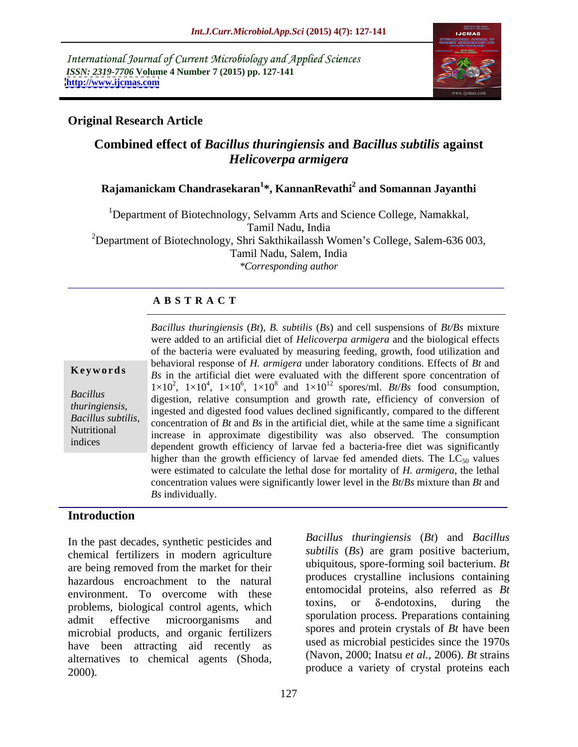International Journal of Current Microbiology and Applied Sciences
*ISSN: 2319-7706* **Volume 4 Number 7 (2015) pp. 127-141**
**http://www.ijcmas.com**

**Original Research Article**

# Combined effect of *Bacillus thuringiensis* and *Bacillus subtilis* against *Helicoverpa armigera*

**Rajamanickam Chandrasekaran[1]\*, KannanRevathi[2] and Somannan Jayanthi**

[1]Department of Biotechnology, Selvamm Arts and Science College, Namakkal, Tamil Nadu, India

[2]Department of Biotechnology, Shri Sakthikailassh Women's College, Salem-636 003, Tamil Nadu, Salem, India

*\*Corresponding author*

## A B S T R A C T

**Keywords**

*Bacillus thuringiensis, Bacillus subtilis,* Nutritional indices

*Bacillus thuringiensis* (*Bt*), *B. subtilis* (*Bs*) and cell suspensions of *Bt/Bs* mixture were added to an artificial diet of *Helicoverpa armigera* and the biological effects of the bacteria were evaluated by measuring feeding, growth, food utilization and behavioral response of *H. armigera* under laboratory conditions. Effects of *Bt* and *Bs* in the artificial diet were evaluated with the different spore concentration of $1\times10^2$, $1\times10^4$, $1\times10^6$, $1\times10^8$ and $1\times10^{12}$ spores/ml. *Bt*/*Bs* food consumption, digestion, relative consumption and growth rate, efficiency of conversion of ingested and digested food values declined significantly, compared to the different concentration of *Bt* and *Bs* in the artificial diet, while at the same time a significant increase in approximate digestibility was also observed. The consumption dependent growth efficiency of larvae fed a bacteria-free diet was significantly higher than the growth efficiency of larvae fed amended diets. The $LC_{50}$ values were estimated to calculate the lethal dose for mortality of *H. armigera*, the lethal concentration values were significantly lower level in the *Bt*/*Bs* mixture than *Bt* and *Bs* individually.

## Introduction

In the past decades, synthetic pesticides and chemical fertilizers in modern agriculture are being removed from the market for their hazardous encroachment to the natural environment. To overcome with these problems, biological control agents, which admit effective microorganisms and microbial products, and organic fertilizers have been attracting aid recently as alternatives to chemical agents (Shoda, 2000).

*Bacillus thuringiensis* (*Bt*) and *Bacillus subtilis* (*Bs*) are gram positive bacterium, ubiquitous, spore-forming soil bacterium. *Bt* produces crystalline inclusions containing entomocidal proteins, also referred as *Bt* toxins, or δ-endotoxins, during the sporulation process. Preparations containing spores and protein crystals of *Bt* have been used as microbial pesticides since the 1970s (Navon, 2000; Inatsu *et al.*, 2006). *Bt* strains produce a variety of crystal proteins each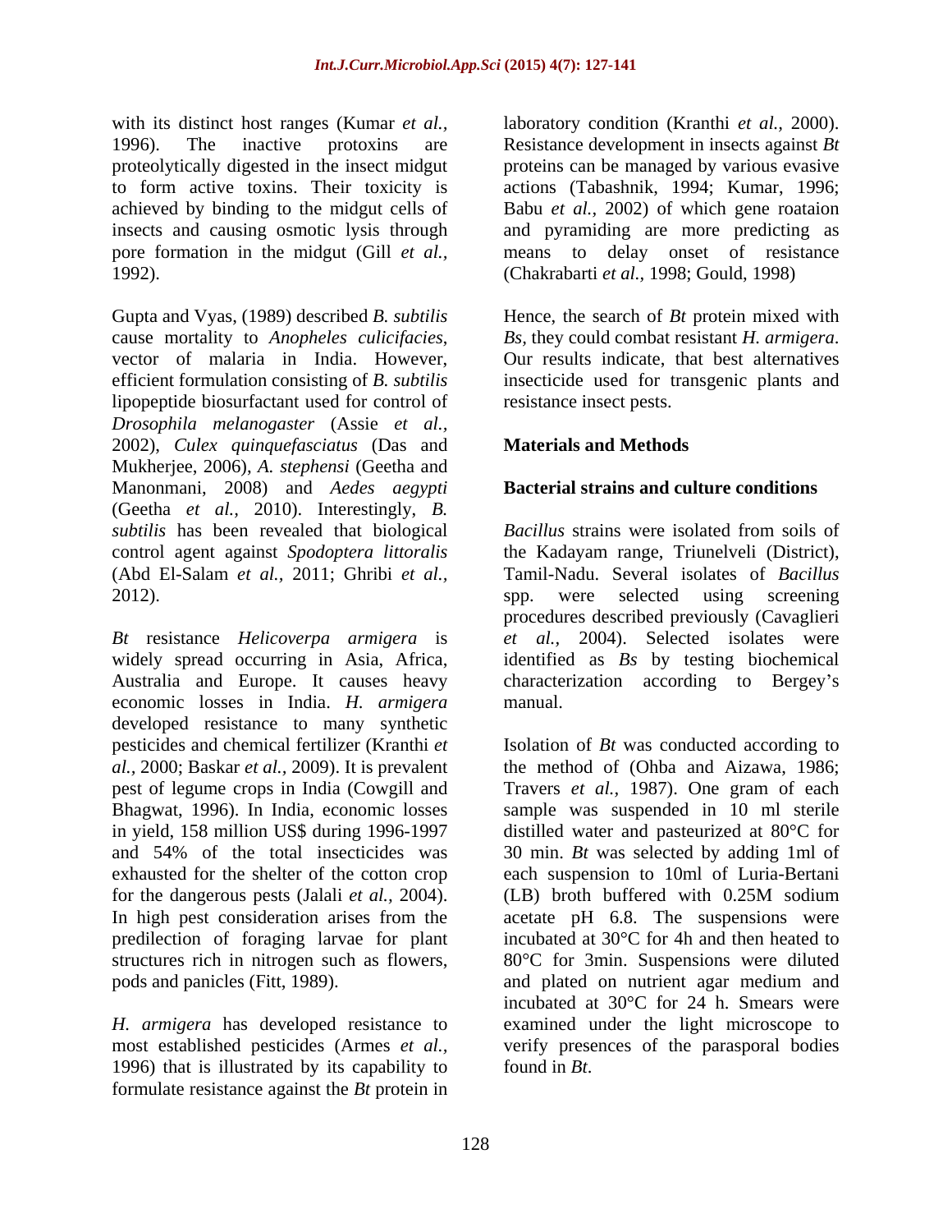with its distinct host ranges (Kumar *et al.,* 1996). The inactive protoxins are proteolytically digested in the insect midgut to form active toxins. Their toxicity is achieved by binding to the midgut cells of insects and causing osmotic lysis through pore formation in the midgut (Gill *et al.,* 1992).

Gupta and Vyas, (1989) described *B. subtilis* cause mortality to *Anopheles culicifacies*, vector of malaria in India. However, efficient formulation consisting of *B. subtilis* lipopeptide biosurfactant used for control of *Drosophila melanogaster* (Assie *et al.,* 2002), *Culex quinquefasciatus* (Das and Mukherjee, 2006), *A. stephensi* (Geetha and Manonmani, 2008) and *Aedes aegypti* (Geetha *et al.,* 2010). Interestingly, *B. subtilis* has been revealed that biological control agent against *Spodoptera littoralis* (Abd El-Salam *et al.,* 2011; Ghribi *et al.,* 2012).

*Bt* resistance *Helicoverpa armigera* is widely spread occurring in Asia, Africa, Australia and Europe. It causes heavy economic losses in India. *H. armigera* developed resistance to many synthetic pesticides and chemical fertilizer (Kranthi *et al.,* 2000; Baskar *et al.,* 2009). It is prevalent pest of legume crops in India (Cowgill and Bhagwat, 1996). In India, economic losses in yield, 158 million US$ during 1996-1997 and 54% of the total insecticides was exhausted for the shelter of the cotton crop for the dangerous pests (Jalali *et al.,* 2004). In high pest consideration arises from the predilection of foraging larvae for plant structures rich in nitrogen such as flowers, pods and panicles (Fitt, 1989).

*H. armigera* has developed resistance to most established pesticides (Armes *et al.,* 1996) that is illustrated by its capability to formulate resistance against the *Bt* protein in laboratory condition (Kranthi *et al.,* 2000). Resistance development in insects against *Bt* proteins can be managed by various evasive actions (Tabashnik, 1994; Kumar, 1996; Babu *et al.,* 2002) of which gene roataion and pyramiding are more predicting as means to delay onset of resistance (Chakrabarti *et al.,* 1998; Gould, 1998)

Hence, the search of *Bt* protein mixed with *Bs*, they could combat resistant *H. armigera*. Our results indicate, that best alternatives insecticide used for transgenic plants and resistance insect pests.

## Materials and Methods

### Bacterial strains and culture conditions

*Bacillus* strains were isolated from soils of the Kadayam range, Triunelveli (District), Tamil-Nadu. Several isolates of *Bacillus* spp. were selected using screening procedures described previously (Cavaglieri *et al.,* 2004). Selected isolates were identified as *Bs* by testing biochemical characterization according to Bergey's manual.

Isolation of *Bt* was conducted according to the method of (Ohba and Aizawa, 1986; Travers *et al.,* 1987). One gram of each sample was suspended in 10 ml sterile distilled water and pasteurized at 80°C for 30 min. *Bt* was selected by adding 1ml of each suspension to 10ml of Luria-Bertani (LB) broth buffered with 0.25M sodium acetate pH 6.8. The suspensions were incubated at 30°C for 4h and then heated to 80°C for 3min. Suspensions were diluted and plated on nutrient agar medium and incubated at 30°C for 24 h. Smears were examined under the light microscope to verify presences of the parasporal bodies found in *Bt*.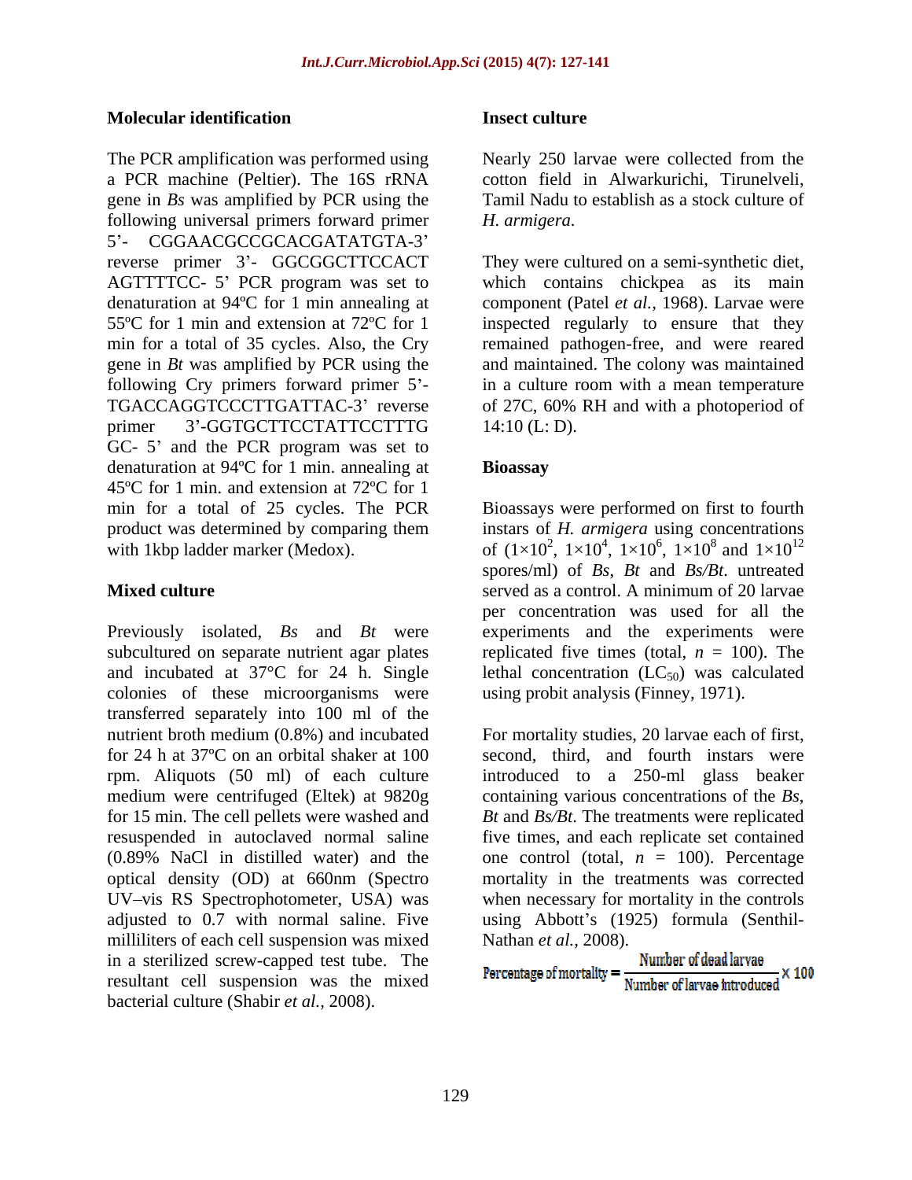## Molecular identification

The PCR amplification was performed using a PCR machine (Peltier). The 16S rRNA gene in *Bs* was amplified by PCR using the following universal primers forward primer 5'- CGGAACGCCGCACGATATGTA-3' reverse primer 3'- GGCGGCTTCCACT AGTTTTCC- 5' PCR program was set to denaturation at 94ºC for 1 min annealing at 55ºC for 1 min and extension at 72ºC for 1 min for a total of 35 cycles. Also, the Cry gene in *Bt* was amplified by PCR using the following Cry primers forward primer 5'-TGACCAGGTCCCTTGATTAC-3' reverse primer 3'-GGTGCTTCCTATTCCTTTG GC- 5' and the PCR program was set to denaturation at 94ºC for 1 min. annealing at 45ºC for 1 min. and extension at 72ºC for 1 min for a total of 25 cycles. The PCR product was determined by comparing them with 1kbp ladder marker (Medox).

## Mixed culture

Previously isolated, *Bs* and *Bt* were subcultured on separate nutrient agar plates and incubated at 37°C for 24 h. Single colonies of these microorganisms were transferred separately into 100 ml of the nutrient broth medium (0.8%) and incubated for 24 h at 37ºC on an orbital shaker at 100 rpm. Aliquots (50 ml) of each culture medium were centrifuged (Eltek) at 9820g for 15 min. The cell pellets were washed and resuspended in autoclaved normal saline (0.89% NaCl in distilled water) and the optical density (OD) at 660nm (Spectro UV–vis RS Spectrophotometer, USA) was adjusted to 0.7 with normal saline. Five milliliters of each cell suspension was mixed in a sterilized screw-capped test tube. The resultant cell suspension was the mixed bacterial culture (Shabir *et al.,* 2008).

## Insect culture

Nearly 250 larvae were collected from the cotton field in Alwarkurichi, Tirunelveli, Tamil Nadu to establish as a stock culture of *H. armigera.*

They were cultured on a semi-synthetic diet, which contains chickpea as its main component (Patel *et al.,* 1968). Larvae were inspected regularly to ensure that they remained pathogen-free, and were reared and maintained. The colony was maintained in a culture room with a mean temperature of 27C, 60% RH and with a photoperiod of 14:10 (L: D).

## Bioassay

Bioassays were performed on first to fourth instars of *H. armigera* using concentrations of ($1\times10^2$, $1\times10^4$, $1\times10^6$, $1\times10^8$ and $1\times10^{12}$ spores/ml) of *Bs*, *Bt* and *Bs/Bt*. untreated served as a control. A minimum of 20 larvae per concentration was used for all the experiments and the experiments were replicated five times (total, $n$ = 100). The lethal concentration ($LC_{50}$) was calculated using probit analysis (Finney, 1971).

For mortality studies, 20 larvae each of first, second, third, and fourth instars were introduced to a 250-ml glass beaker containing various concentrations of the *Bs*, *Bt* and *Bs/Bt*. The treatments were replicated five times, and each replicate set contained one control (total, $n$ = 100). Percentage mortality in the treatments was corrected when necessary for mortality in the controls using Abbott's (1925) formula (Senthil-Nathan *et al.,* 2008).

$$\text{Percentage of mortality} = \frac{\text{Number of dead larvae}}{\text{Number of larvae introduced}} \times 100$$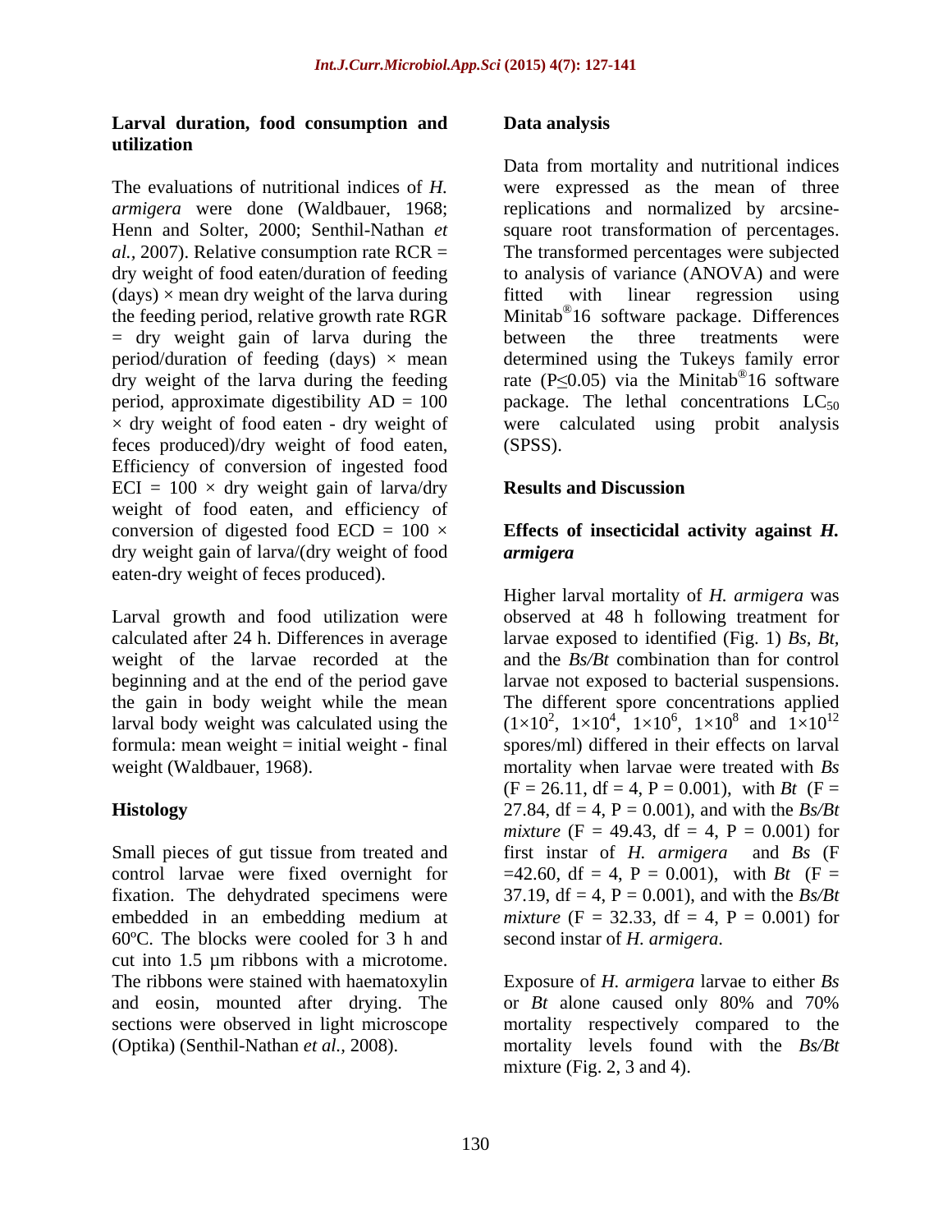### Larval duration, food consumption and utilization

The evaluations of nutritional indices of *H. armigera* were done (Waldbauer, 1968; Henn and Solter, 2000; Senthil-Nathan *et al.*, 2007). Relative consumption rate RCR = dry weight of food eaten/duration of feeding (days) × mean dry weight of the larva during the feeding period, relative growth rate RGR = dry weight gain of larva during the period/duration of feeding (days) × mean dry weight of the larva during the feeding period, approximate digestibility AD = 100 × dry weight of food eaten - dry weight of feces produced)/dry weight of food eaten, Efficiency of conversion of ingested food ECI = 100 × dry weight gain of larva/dry weight of food eaten, and efficiency of conversion of digested food ECD = 100 × dry weight gain of larva/(dry weight of food eaten-dry weight of feces produced).

Larval growth and food utilization were calculated after 24 h. Differences in average weight of the larvae recorded at the beginning and at the end of the period gave the gain in body weight while the mean larval body weight was calculated using the formula: mean weight = initial weight - final weight (Waldbauer, 1968).

### Histology

Small pieces of gut tissue from treated and control larvae were fixed overnight for fixation. The dehydrated specimens were embedded in an embedding medium at 60ºC. The blocks were cooled for 3 h and cut into 1.5 µm ribbons with a microtome. The ribbons were stained with haematoxylin and eosin, mounted after drying. The sections were observed in light microscope (Optika) (Senthil-Nathan *et al.*, 2008).

### Data analysis

Data from mortality and nutritional indices were expressed as the mean of three replications and normalized by arcsine-square root transformation of percentages. The transformed percentages were subjected to analysis of variance (ANOVA) and were fitted with linear regression using Minitab® 16 software package. Differences between the three treatments were determined using the Tukeys family error rate ($P \leq 0.05$) via the Minitab® 16 software package. The lethal concentrations $LC_{50}$ were calculated using probit analysis (SPSS).

## Results and Discussion

### Effects of insecticidal activity against *H. armigera*

Higher larval mortality of *H. armigera* was observed at 48 h following treatment for larvae exposed to identified (Fig. 1) *Bs*, *Bt*, and the *Bs/Bt* combination than for control larvae not exposed to bacterial suspensions. The different spore concentrations applied ($1\times10^2$, $1\times10^4$, $1\times10^6$, $1\times10^8$ and $1\times10^{12}$ spores/ml) differed in their effects on larval mortality when larvae were treated with *Bs* ($F = 26.11$, $df = 4$, $P = 0.001$), with *Bt* ($F = 27.84$, $df = 4$, $P = 0.001$), and with the *Bs/Bt mixture* ($F = 49.43$, $df = 4$, $P = 0.001$) for first instar of *H. armigera* and *Bs* ($F = 42.60$, $df = 4$, $P = 0.001$), with *Bt* ($F = 37.19$, $df = 4$, $P = 0.001$), and with the *Bs/Bt mixture* ($F = 32.33$, $df = 4$, $P = 0.001$) for second instar of *H. armigera*.

Exposure of *H. armigera* larvae to either *Bs* or *Bt* alone caused only 80% and 70% mortality respectively compared to the mortality levels found with the *Bs/Bt* mixture (Fig. 2, 3 and 4).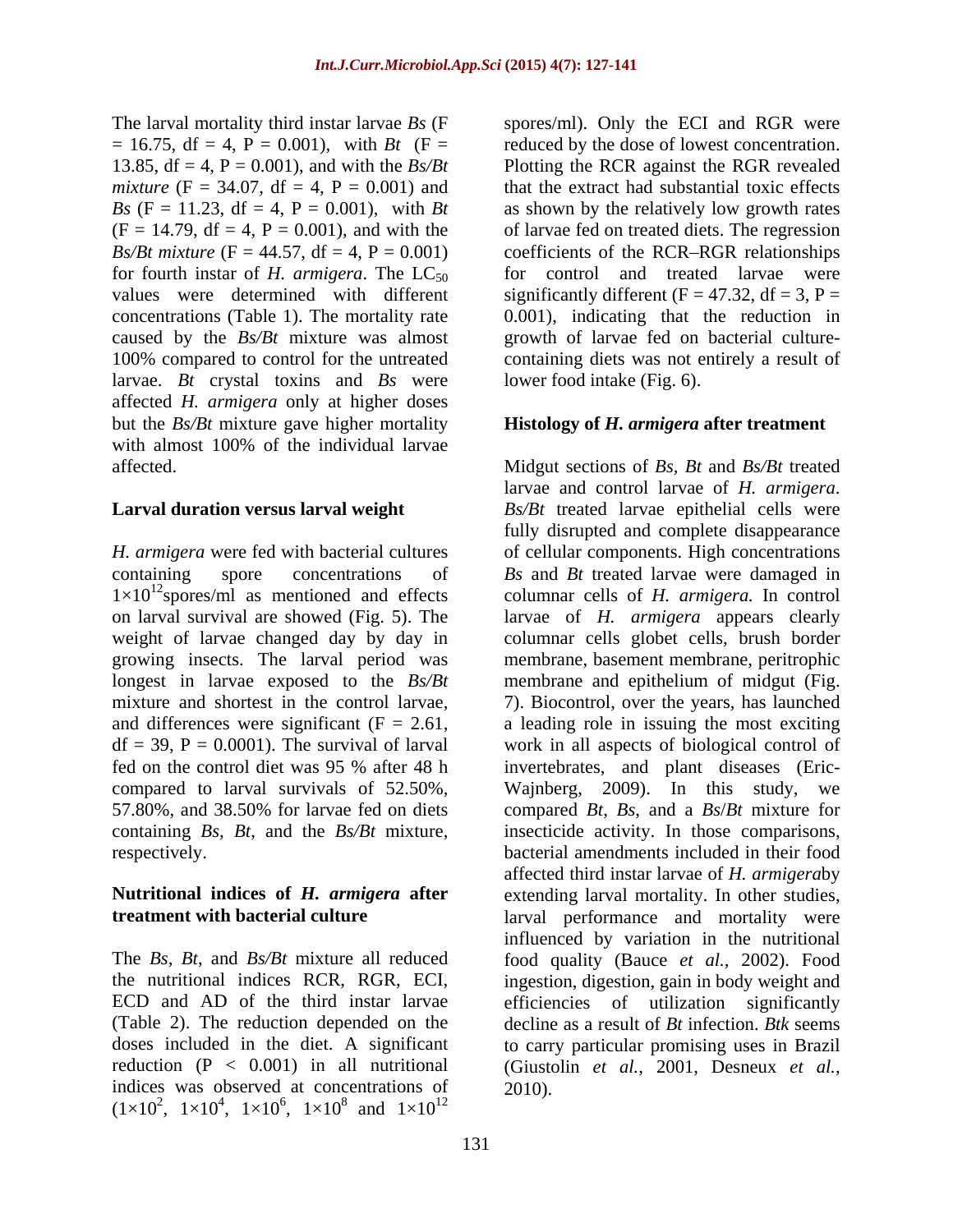The larval mortality third instar larvae *Bs* ($F = 16.75$, df = 4, $P = 0.001$), with *Bt* ($F = 13.85$, df = 4, $P = 0.001$), and with the *Bs/Bt mixture* ($F = 34.07$, df = 4, $P = 0.001$) and *Bs* ($F = 11.23$, df = 4, $P = 0.001$), with *Bt* ($F = 14.79$, df = 4, $P = 0.001$), and with the *Bs/Bt mixture* ($F = 44.57$, df = 4, $P = 0.001$) for fourth instar of *H. armigera*. The $LC_{50}$ values were determined with different concentrations (Table 1). The mortality rate caused by the *Bs/Bt* mixture was almost 100% compared to control for the untreated larvae. *Bt* crystal toxins and *Bs* were affected *H. armigera* only at higher doses but the *Bs/Bt* mixture gave higher mortality with almost 100% of the individual larvae affected.

**Larval duration versus larval weight**

*H. armigera* were fed with bacterial cultures containing spore concentrations of $1\times10^{12}$spores/ml as mentioned and effects on larval survival are showed (Fig. 5). The weight of larvae changed day by day in growing insects. The larval period was longest in larvae exposed to the *Bs/Bt* mixture and shortest in the control larvae, and differences were significant ($F = 2.61$, df = 39, $P = 0.0001$). The survival of larval fed on the control diet was 95 % after 48 h compared to larval survivals of 52.50%, 57.80%, and 38.50% for larvae fed on diets containing *Bs*, *Bt*, and the *Bs/Bt* mixture, respectively.

**Nutritional indices of *H. armigera* after treatment with bacterial culture**

The *Bs*, *Bt*, and *Bs/Bt* mixture all reduced the nutritional indices RCR, RGR, ECI, ECD and AD of the third instar larvae (Table 2). The reduction depended on the doses included in the diet. A significant reduction ($P < 0.001$) in all nutritional indices was observed at concentrations of ($1\times10^2$, $1\times10^4$, $1\times10^6$, $1\times10^8$ and $1\times10^{12}$ spores/ml). Only the ECI and RGR were reduced by the dose of lowest concentration. Plotting the RCR against the RGR revealed that the extract had substantial toxic effects as shown by the relatively low growth rates of larvae fed on treated diets. The regression coefficients of the RCR–RGR relationships for control and treated larvae were significantly different ($F = 47.32$, df = 3, $P = 0.001$), indicating that the reduction in growth of larvae fed on bacterial culture-containing diets was not entirely a result of lower food intake (Fig. 6).

**Histology of *H. armigera* after treatment**

Midgut sections of *Bs*, *Bt* and *Bs/Bt* treated larvae and control larvae of *H. armigera*. *Bs/Bt* treated larvae epithelial cells were fully disrupted and complete disappearance of cellular components. High concentrations *Bs* and *Bt* treated larvae were damaged in columnar cells of *H. armigera.* In control larvae of *H. armigera* appears clearly columnar cells globet cells, brush border membrane, basement membrane, peritrophic membrane and epithelium of midgut (Fig. 7). Biocontrol, over the years, has launched a leading role in issuing the most exciting work in all aspects of biological control of invertebrates, and plant diseases (Eric-Wajnberg, 2009). In this study, we compared *Bt*, *Bs*, and a *Bs*/*Bt* mixture for insecticide activity. In those comparisons, bacterial amendments included in their food affected third instar larvae of *H. armigera*by extending larval mortality. In other studies, larval performance and mortality were influenced by variation in the nutritional food quality (Bauce *et al.*, 2002). Food ingestion, digestion, gain in body weight and efficiencies of utilization significantly decline as a result of *Bt* infection. *Btk* seems to carry particular promising uses in Brazil (Giustolin *et al.,* 2001, Desneux *et al.,* 2010).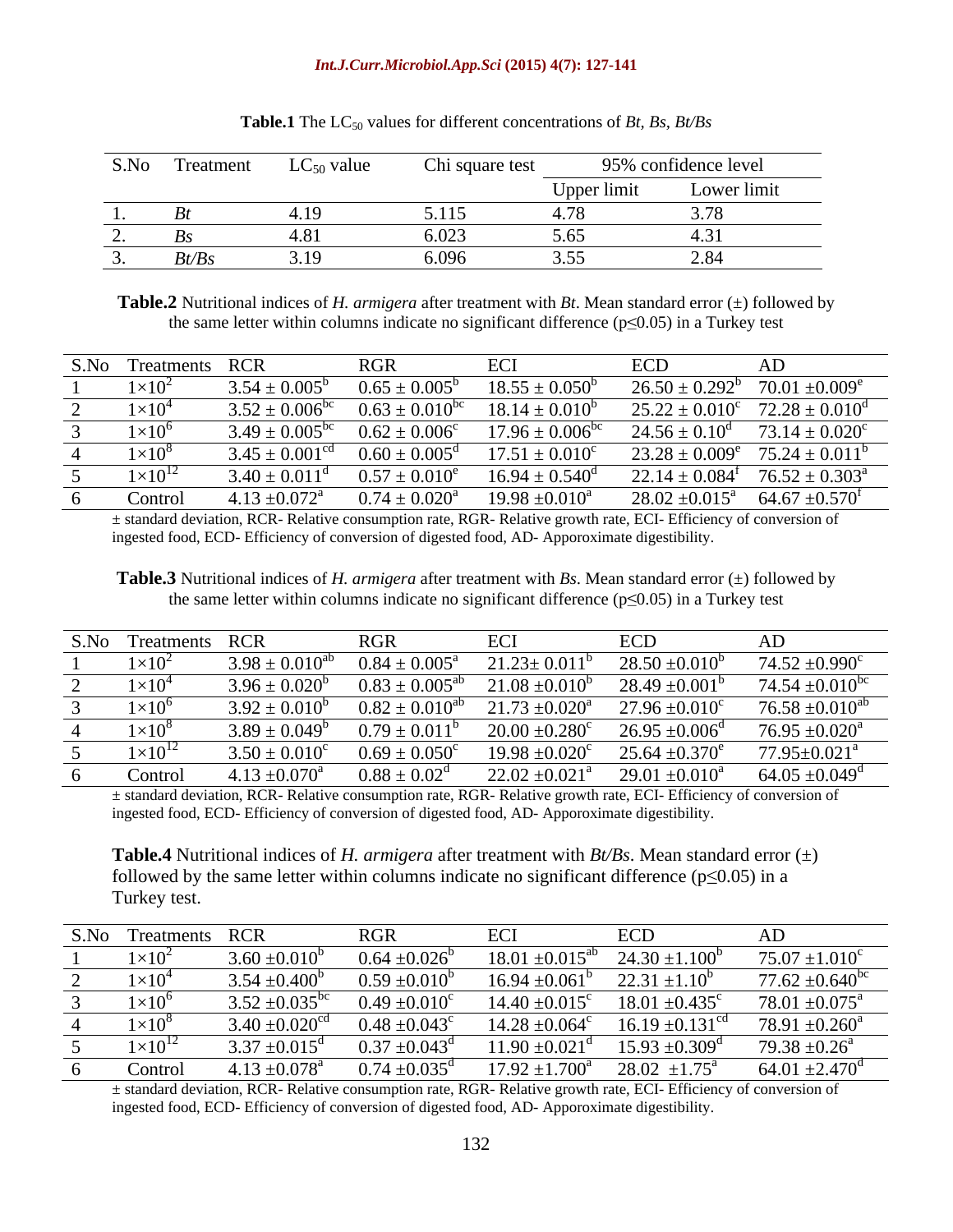**Table.1** The $LC_{50}$ values for different concentrations of *Bt, Bs, Bt/Bs*

| S.No | Treatment | $LC_{50}$ value | Chi square test | 95% confidence level | |
|---|---|---|---|---|---|
| | | | | Upper limit | Lower limit |
| 1. | *Bt* | 4.19 | 5.115 | 4.78 | 3.78 |
| 2. | *Bs* | 4.81 | 6.023 | 5.65 | 4.31 |
| 3. | *Bt/Bs* | 3.19 | 6.096 | 3.55 | 2.84 |

**Table.2** Nutritional indices of *H. armigera* after treatment with *Bt*. Mean standard error (±) followed by the same letter within columns indicate no significant difference ($p \leq 0.05$) in a Turkey test

| S.No | Treatments | RCR | RGR | ECI | ECD | AD |
|---|---|---|---|---|---|---|
| 1 | $1 \times 10^2$ | $3.54 \pm 0.005^b$ | $0.65 \pm 0.005^b$ | $18.55 \pm 0.050^b$ | $26.50 \pm 0.292^b$ | $70.01 \pm 0.009^e$ |
| 2 | $1 \times 10^4$ | $3.52 \pm 0.006^{bc}$ | $0.63 \pm 0.010^{bc}$ | $18.14 \pm 0.010^b$ | $25.22 \pm 0.010^c$ | $72.28 \pm 0.010^d$ |
| 3 | $1 \times 10^6$ | $3.49 \pm 0.005^{bc}$ | $0.62 \pm 0.006^c$ | $17.96 \pm 0.006^{bc}$ | $24.56 \pm 0.10^d$ | $73.14 \pm 0.020^c$ |
| 4 | $1 \times 10^8$ | $3.45 \pm 0.001^{cd}$ | $0.60 \pm 0.005^d$ | $17.51 \pm 0.010^c$ | $23.28 \pm 0.009^e$ | $75.24 \pm 0.011^b$ |
| 5 | $1 \times 10^{12}$ | $3.40 \pm 0.011^d$ | $0.57 \pm 0.010^e$ | $16.94 \pm 0.540^d$ | $22.14 \pm 0.084^f$ | $76.52 \pm 0.303^a$ |
| 6 | Control | $4.13 \pm 0.072^a$ | $0.74 \pm 0.020^a$ | $19.98 \pm 0.010^a$ | $28.02 \pm 0.015^a$ | $64.67 \pm 0.570^f$ |

± standard deviation, RCR- Relative consumption rate, RGR- Relative growth rate, ECI- Efficiency of conversion of ingested food, ECD- Efficiency of conversion of digested food, AD- Apporoximate digestibility.

**Table.3** Nutritional indices of *H. armigera* after treatment with *Bs*. Mean standard error (±) followed by the same letter within columns indicate no significant difference ($p \leq 0.05$) in a Turkey test

| S.No | Treatments | RCR | RGR | ECI | ECD | AD |
|---|---|---|---|---|---|---|
| 1 | $1 \times 10^2$ | $3.98 \pm 0.010^{ab}$ | $0.84 \pm 0.005^a$ | $21.23 \pm 0.011^b$ | $28.50 \pm 0.010^b$ | $74.52 \pm 0.990^c$ |
| 2 | $1 \times 10^4$ | $3.96 \pm 0.020^b$ | $0.83 \pm 0.005^{ab}$ | $21.08 \pm 0.010^b$ | $28.49 \pm 0.001^b$ | $74.54 \pm 0.010^{bc}$ |
| 3 | $1 \times 10^6$ | $3.92 \pm 0.010^b$ | $0.82 \pm 0.010^{ab}$ | $21.73 \pm 0.020^a$ | $27.96 \pm 0.010^c$ | $76.58 \pm 0.010^{ab}$ |
| 4 | $1 \times 10^8$ | $3.89 \pm 0.049^b$ | $0.79 \pm 0.011^b$ | $20.00 \pm 0.280^c$ | $26.95 \pm 0.006^d$ | $76.95 \pm 0.020^a$ |
| 5 | $1 \times 10^{12}$ | $3.50 \pm 0.010^c$ | $0.69 \pm 0.050^c$ | $19.98 \pm 0.020^c$ | $25.64 \pm 0.370^e$ | $77.95 \pm 0.021^a$ |
| 6 | Control | $4.13 \pm 0.070^a$ | $0.88 \pm 0.02^d$ | $22.02 \pm 0.021^a$ | $29.01 \pm 0.010^a$ | $64.05 \pm 0.049^d$ |

± standard deviation, RCR- Relative consumption rate, RGR- Relative growth rate, ECI- Efficiency of conversion of ingested food, ECD- Efficiency of conversion of digested food, AD- Apporoximate digestibility.

**Table.4** Nutritional indices of *H. armigera* after treatment with *Bt/Bs*. Mean standard error (±) followed by the same letter within columns indicate no significant difference ($p \leq 0.05$) in a Turkey test.

| S.No | Treatments | RCR | RGR | ECI | ECD | AD |
|---|---|---|---|---|---|---|
| 1 | $1 \times 10^2$ | $3.60 \pm 0.010^b$ | $0.64 \pm 0.026^b$ | $18.01 \pm 0.015^{ab}$ | $24.30 \pm 1.100^b$ | $75.07 \pm 1.010^c$ |
| 2 | $1 \times 10^4$ | $3.54 \pm 0.400^b$ | $0.59 \pm 0.010^b$ | $16.94 \pm 0.061^b$ | $22.31 \pm 1.10^b$ | $77.62 \pm 0.640^{bc}$ |
| 3 | $1 \times 10^6$ | $3.52 \pm 0.035^{bc}$ | $0.49 \pm 0.010^c$ | $14.40 \pm 0.015^c$ | $18.01 \pm 0.435^c$ | $78.01 \pm 0.075^a$ |
| 4 | $1 \times 10^8$ | $3.40 \pm 0.020^{cd}$ | $0.48 \pm 0.043^c$ | $14.28 \pm 0.064^c$ | $16.19 \pm 0.131^{cd}$ | $78.91 \pm 0.260^a$ |
| 5 | $1 \times 10^{12}$ | $3.37 \pm 0.015^d$ | $0.37 \pm 0.043^d$ | $11.90 \pm 0.021^d$ | $15.93 \pm 0.309^d$ | $79.38 \pm 0.26^a$ |
| 6 | Control | $4.13 \pm 0.078^a$ | $0.74 \pm 0.035^d$ | $17.92 \pm 1.700^a$ | $28.02 \pm 1.75^a$ | $64.01 \pm 2.470^d$ |

± standard deviation, RCR- Relative consumption rate, RGR- Relative growth rate, ECI- Efficiency of conversion of ingested food, ECD- Efficiency of conversion of digested food, AD- Apporoximate digestibility.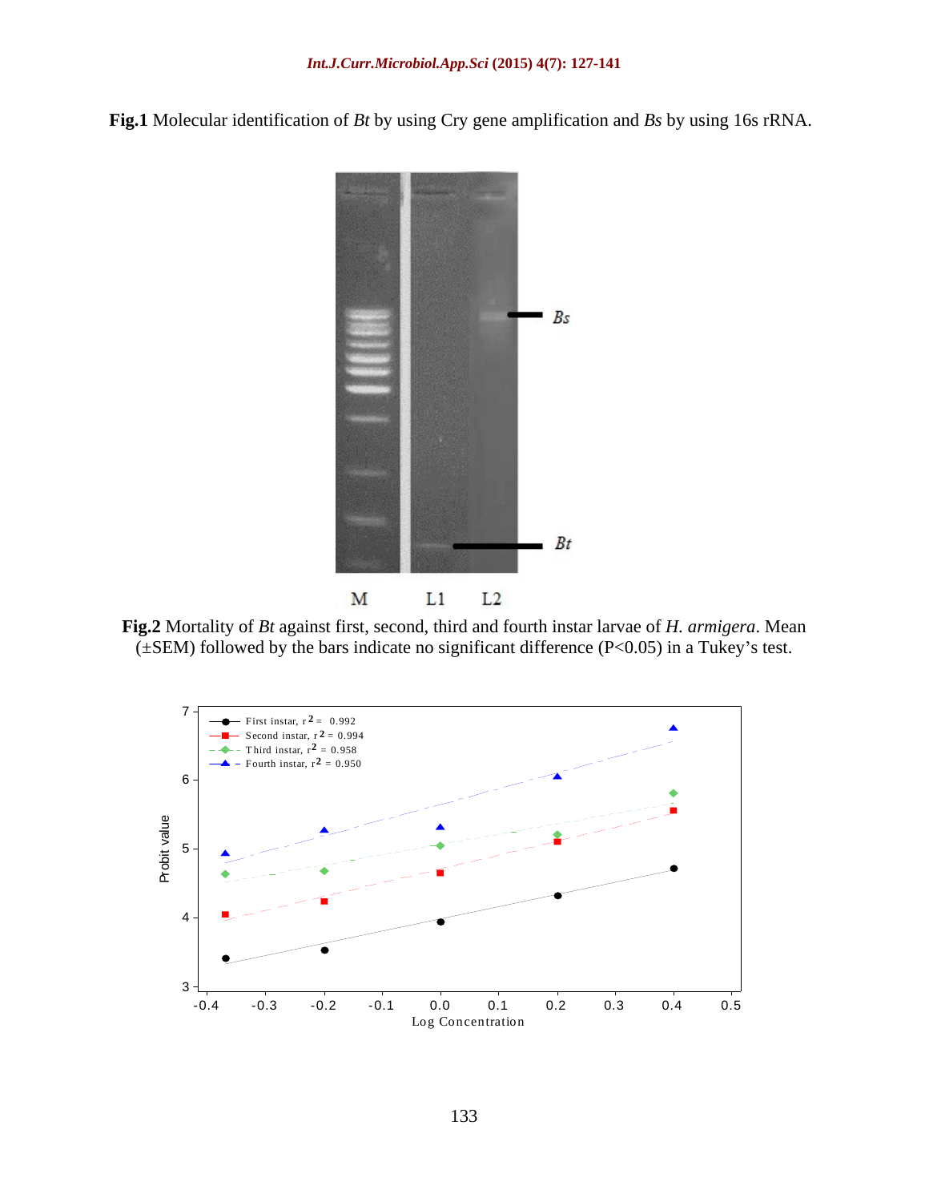**Fig.1** Molecular identification of *Bt* by using Cry gene amplification and *Bs* by using 16s rRNA.

**Fig.2** Mortality of *Bt* against first, second, third and fourth instar larvae of *H. armigera*. Mean (±SEM) followed by the bars indicate no significant difference (P<0.05) in a Tukey's test.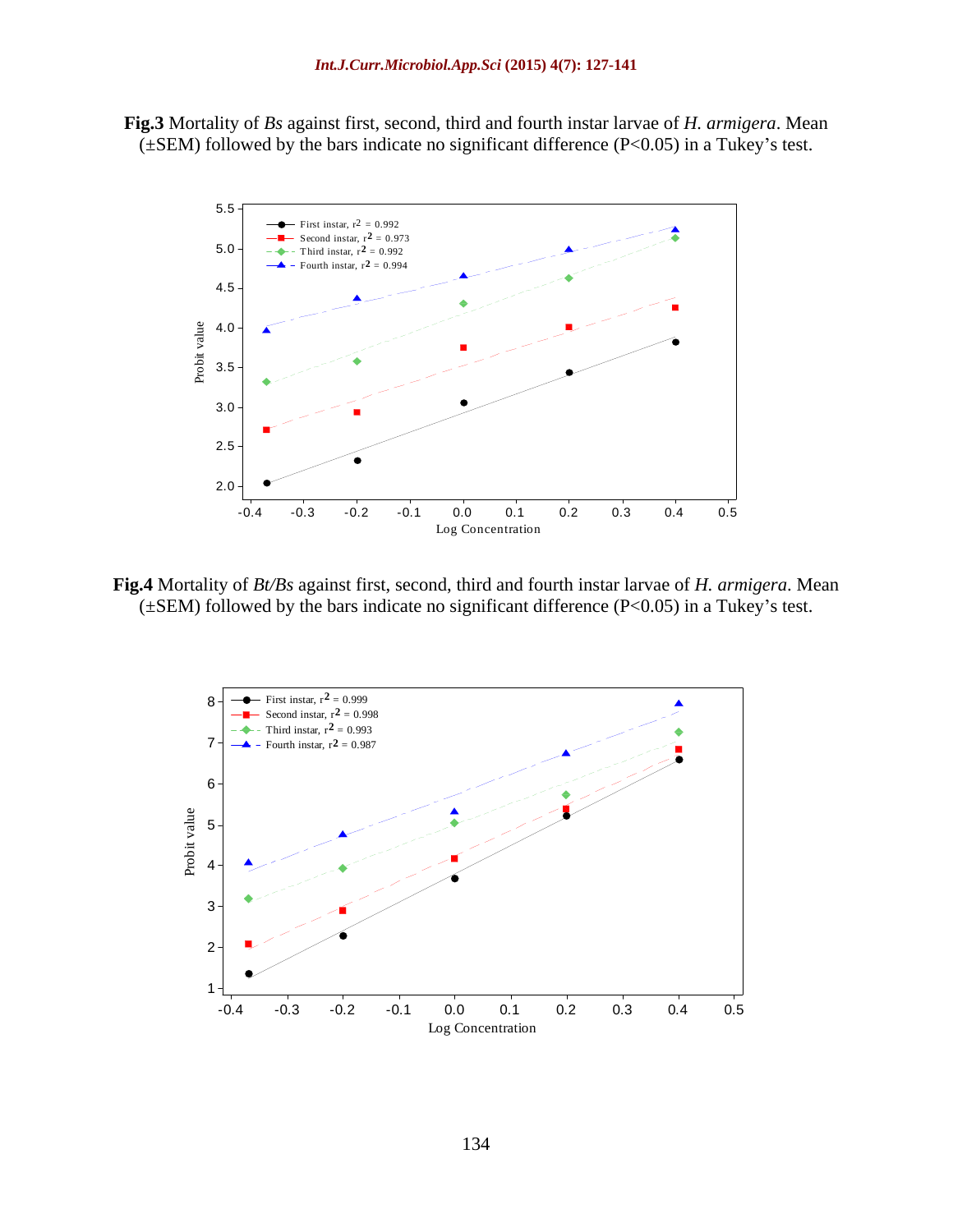**Fig.3** Mortality of *Bs* against first, second, third and fourth instar larvae of *H. armigera*. Mean (±SEM) followed by the bars indicate no significant difference ($P<0.05$) in a Tukey's test.

**Fig.4** Mortality of *Bt/Bs* against first, second, third and fourth instar larvae of *H. armigera*. Mean (±SEM) followed by the bars indicate no significant difference ($P<0.05$) in a Tukey's test.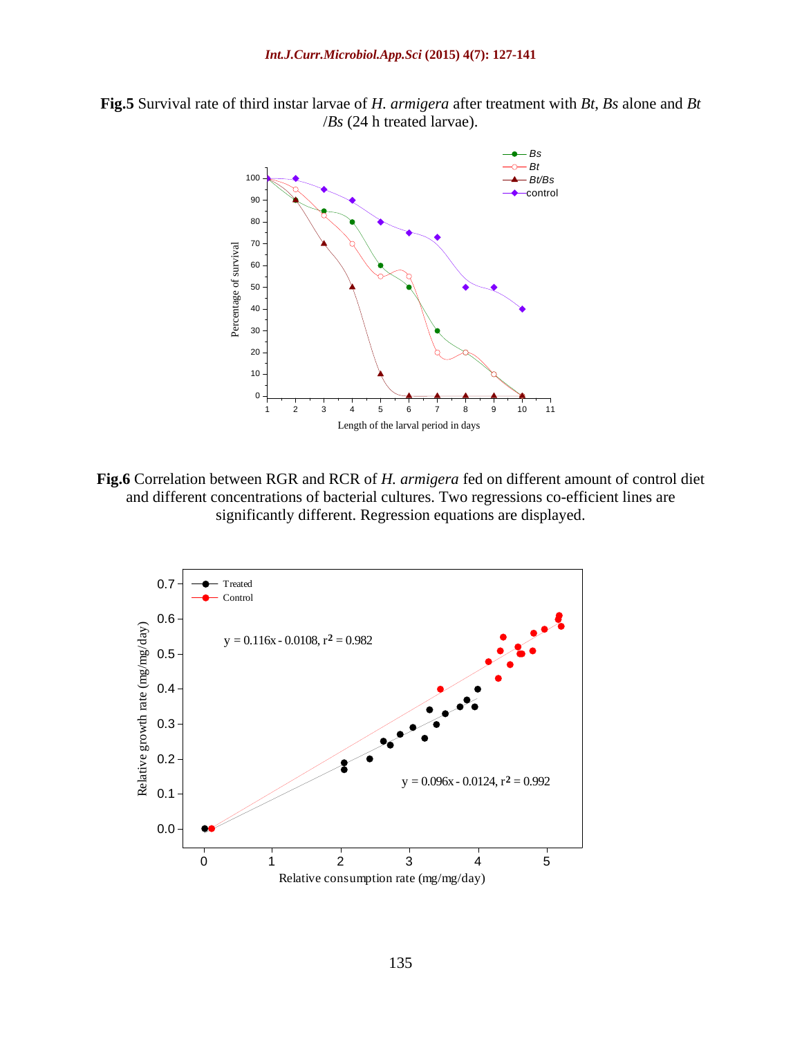**Fig.5** Survival rate of third instar larvae of *H. armigera* after treatment with *Bt*, *Bs* alone and *Bt* /*Bs* (24 h treated larvae).

**Fig.6** Correlation between RGR and RCR of *H. armigera* fed on different amount of control diet and different concentrations of bacterial cultures. Two regressions co-efficient lines are significantly different. Regression equations are displayed.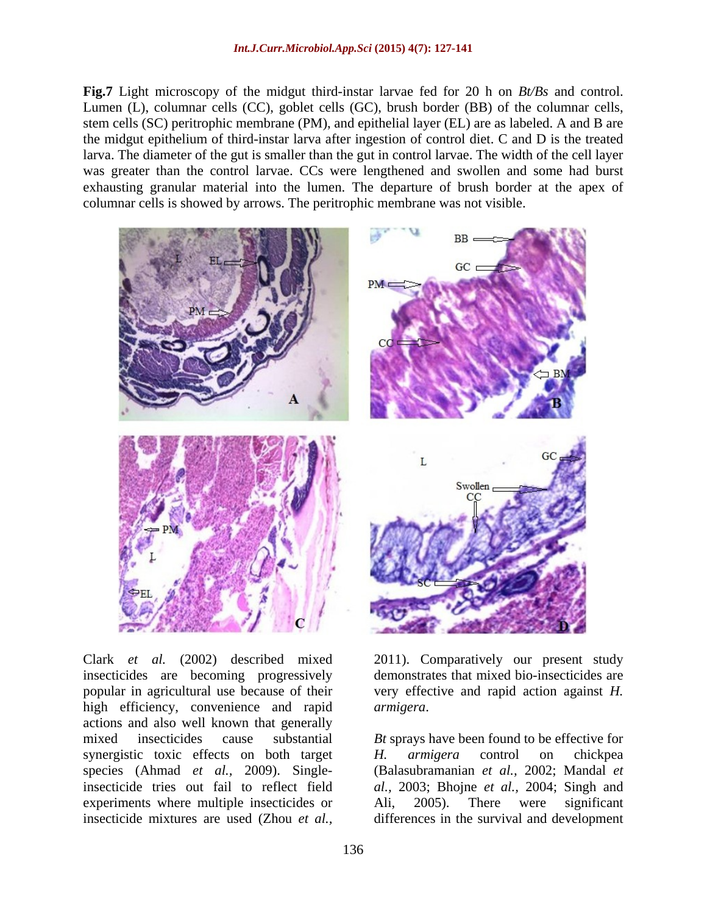**Fig.7** Light microscopy of the midgut third-instar larvae fed for 20 h on *Bt/Bs* and control. Lumen (L), columnar cells (CC), goblet cells (GC), brush border (BB) of the columnar cells, stem cells (SC) peritrophic membrane (PM), and epithelial layer (EL) are as labeled. A and B are the midgut epithelium of third-instar larva after ingestion of control diet. C and D is the treated larva. The diameter of the gut is smaller than the gut in control larvae. The width of the cell layer was greater than the control larvae. CCs were lengthened and swollen and some had burst exhausting granular material into the lumen. The departure of brush border at the apex of columnar cells is showed by arrows. The peritrophic membrane was not visible.

Clark *et al.* (2002) described mixed insecticides are becoming progressively popular in agricultural use because of their high efficiency, convenience and rapid actions and also well known that generally mixed insecticides cause substantial synergistic toxic effects on both target species (Ahmad *et al.,* 2009). Single-insecticide tries out fail to reflect field experiments where multiple insecticides or insecticide mixtures are used (Zhou *et al.,* 2011). Comparatively our present study demonstrates that mixed bio-insecticides are very effective and rapid action against *H. armigera*.

*Bt* sprays have been found to be effective for *H. armigera* control on chickpea (Balasubramanian *et al.,* 2002; Mandal *et al.,* 2003; Bhojne *et al.,* 2004; Singh and Ali, 2005). There were significant differences in the survival and development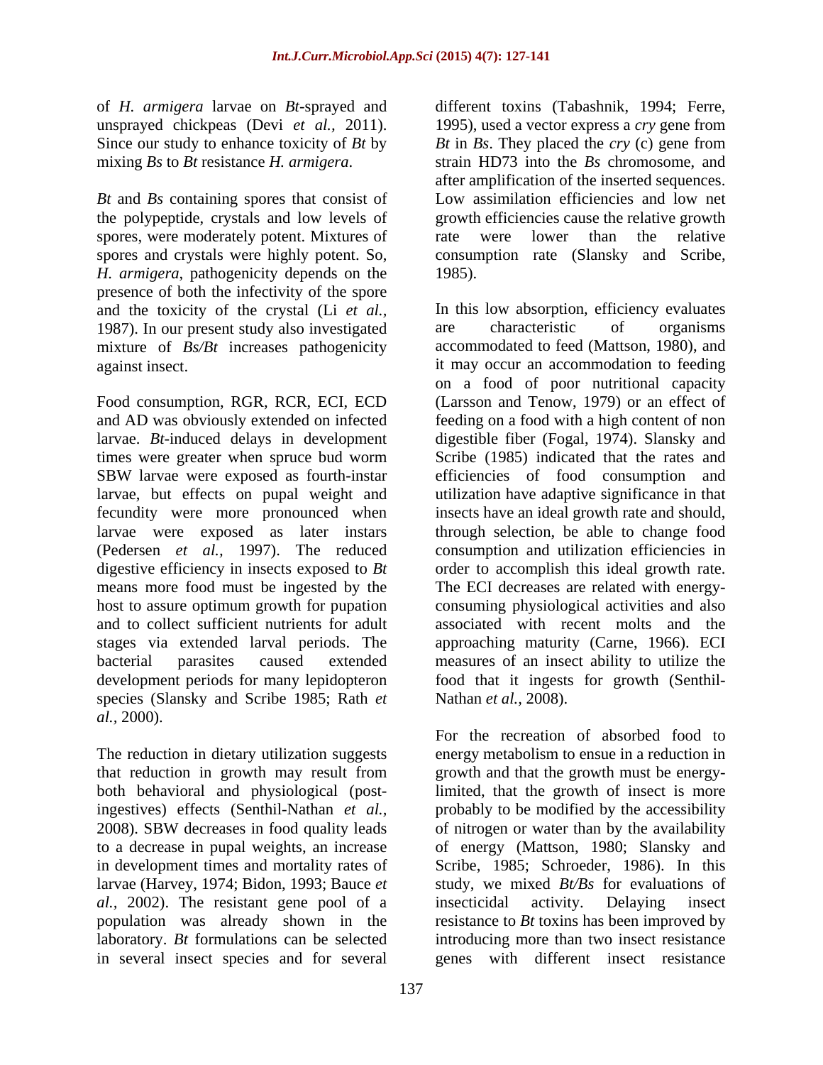of *H. armigera* larvae on *Bt*-sprayed and unsprayed chickpeas (Devi *et al.,* 2011). Since our study to enhance toxicity of *Bt* by mixing *Bs* to *Bt* resistance *H. armigera*.

*Bt* and *Bs* containing spores that consist of the polypeptide, crystals and low levels of spores, were moderately potent. Mixtures of spores and crystals were highly potent. So, *H. armigera*, pathogenicity depends on the presence of both the infectivity of the spore and the toxicity of the crystal (Li *et al.,* 1987). In our present study also investigated mixture of *Bs/Bt* increases pathogenicity against insect.

Food consumption, RGR, RCR, ECI, ECD and AD was obviously extended on infected larvae. *Bt*-induced delays in development times were greater when spruce bud worm SBW larvae were exposed as fourth-instar larvae, but effects on pupal weight and fecundity were more pronounced when larvae were exposed as later instars (Pedersen *et al.,* 1997). The reduced digestive efficiency in insects exposed to *Bt* means more food must be ingested by the host to assure optimum growth for pupation and to collect sufficient nutrients for adult stages via extended larval periods. The bacterial parasites caused extended development periods for many lepidopteron species (Slansky and Scribe 1985; Rath *et al.,* 2000).

The reduction in dietary utilization suggests that reduction in growth may result from both behavioral and physiological (post-ingestives) effects (Senthil-Nathan *et al.,* 2008). SBW decreases in food quality leads to a decrease in pupal weights, an increase in development times and mortality rates of larvae (Harvey, 1974; Bidon, 1993; Bauce *et al.,* 2002). The resistant gene pool of a population was already shown in the laboratory. *Bt* formulations can be selected in several insect species and for several different toxins (Tabashnik, 1994; Ferre, 1995), used a vector express a *cry* gene from *Bt* in *Bs*. They placed the *cry* (c) gene from strain HD73 into the *Bs* chromosome, and after amplification of the inserted sequences. Low assimilation efficiencies and low net growth efficiencies cause the relative growth rate were lower than the relative consumption rate (Slansky and Scribe, 1985).

In this low absorption, efficiency evaluates are characteristic of organisms accommodated to feed (Mattson, 1980), and it may occur an accommodation to feeding on a food of poor nutritional capacity (Larsson and Tenow, 1979) or an effect of feeding on a food with a high content of non digestible fiber (Fogal, 1974). Slansky and Scribe (1985) indicated that the rates and efficiencies of food consumption and utilization have adaptive significance in that insects have an ideal growth rate and should, through selection, be able to change food consumption and utilization efficiencies in order to accomplish this ideal growth rate. The ECI decreases are related with energy-consuming physiological activities and also associated with recent molts and the approaching maturity (Carne, 1966). ECI measures of an insect ability to utilize the food that it ingests for growth (Senthil-Nathan *et al.,* 2008).

For the recreation of absorbed food to energy metabolism to ensue in a reduction in growth and that the growth must be energy-limited, that the growth of insect is more probably to be modified by the accessibility of nitrogen or water than by the availability of energy (Mattson, 1980; Slansky and Scribe, 1985; Schroeder, 1986). In this study, we mixed *Bt/Bs* for evaluations of insecticidal activity. Delaying insect resistance to *Bt* toxins has been improved by introducing more than two insect resistance genes with different insect resistance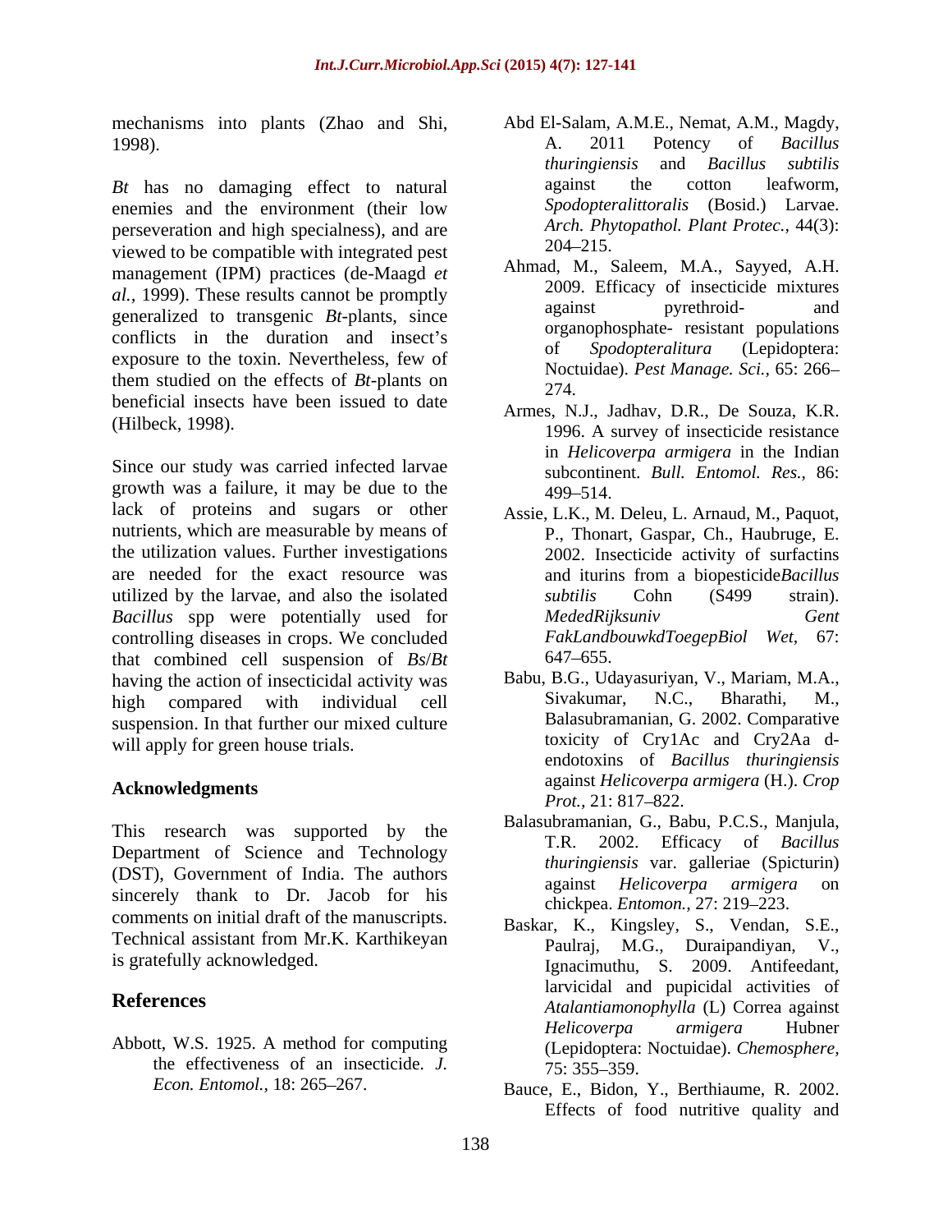mechanisms into plants (Zhao and Shi, 1998).

*Bt* has no damaging effect to natural enemies and the environment (their low perseveration and high specialness), and are viewed to be compatible with integrated pest management (IPM) practices (de-Maagd *et al.*, 1999). These results cannot be promptly generalized to transgenic *Bt*-plants, since conflicts in the duration and insect's exposure to the toxin. Nevertheless, few of them studied on the effects of *Bt*-plants on beneficial insects have been issued to date (Hilbeck, 1998).

Since our study was carried infected larvae growth was a failure, it may be due to the lack of proteins and sugars or other nutrients, which are measurable by means of the utilization values. Further investigations are needed for the exact resource was utilized by the larvae, and also the isolated *Bacillus* spp were potentially used for controlling diseases in crops. We concluded that combined cell suspension of *Bs*/*Bt* having the action of insecticidal activity was high compared with individual cell suspension. In that further our mixed culture will apply for green house trials.

## Acknowledgments

This research was supported by the Department of Science and Technology (DST), Government of India. The authors sincerely thank to Dr. Jacob for his comments on initial draft of the manuscripts. Technical assistant from Mr.K. Karthikeyan is gratefully acknowledged.

## References

Abbott, W.S. 1925. A method for computing the effectiveness of an insecticide. *J. Econ. Entomol.,* 18: 265–267.

Abd El-Salam, A.M.E., Nemat, A.M., Magdy, A. 2011 Potency of *Bacillus thuringiensis* and *Bacillus subtilis* against the cotton leafworm, *Spodopteralittoralis* (Bosid.) Larvae. *Arch. Phytopathol. Plant Protec.,* 44(3): 204–215.

Ahmad, M., Saleem, M.A., Sayyed, A.H. 2009. Efficacy of insecticide mixtures against pyrethroid- and organophosphate- resistant populations of *Spodopteralitura* (Lepidoptera: Noctuidae). *Pest Manage. Sci.,* 65: 266–274.

Armes, N.J., Jadhav, D.R., De Souza, K.R. 1996. A survey of insecticide resistance in *Helicoverpa armigera* in the Indian subcontinent. *Bull. Entomol. Res.,* 86: 499–514.

Assie, L.K., M. Deleu, L. Arnaud, M., Paquot, P., Thonart, Gaspar, Ch., Haubruge, E. 2002. Insecticide activity of surfactins and iturins from a biopesticide*Bacillus subtilis* Cohn (S499 strain). *MededRijksuniv Gent FakLandbouwkdToegepBiol Wet,* 67: 647–655.

Babu, B.G., Udayasuriyan, V., Mariam, M.A., Sivakumar, N.C., Bharathi, M., Balasubramanian, G. 2002. Comparative toxicity of Cry1Ac and Cry2Aa d-endotoxins of *Bacillus thuringiensis* against *Helicoverpa armigera* (H.). *Crop Prot.,* 21: 817–822.

Balasubramanian, G., Babu, P.C.S., Manjula, T.R. 2002. Efficacy of *Bacillus thuringiensis* var. galleriae (Spicturin) against *Helicoverpa armigera* on chickpea. *Entomon.,* 27: 219–223.

Baskar, K., Kingsley, S., Vendan, S.E., Paulraj, M.G., Duraipandiyan, V., Ignacimuthu, S. 2009. Antifeedant, larvicidal and pupicidal activities of *Atalantiamonophylla* (L) Correa against *Helicoverpa armigera* Hubner (Lepidoptera: Noctuidae). *Chemosphere,* 75: 355–359.

Bauce, E., Bidon, Y., Berthiaume, R. 2002. Effects of food nutritive quality and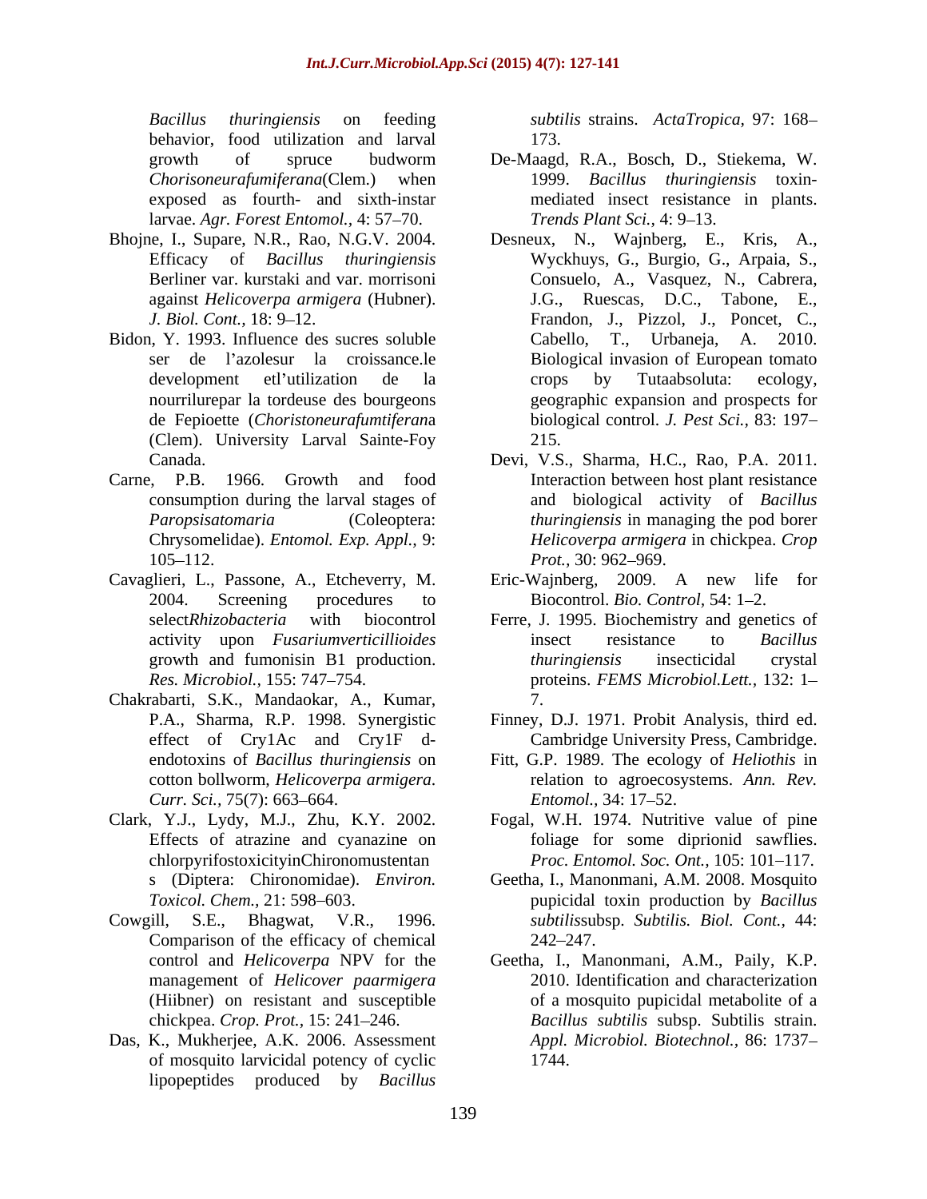*Bacillus thuringiensis* on feeding behavior, food utilization and larval growth of spruce budworm *Chorisoneurafumiferana*(Clem.) when exposed as fourth- and sixth-instar larvae. *Agr. Forest Entomol.,* 4: 57–70.

Bhojne, I., Supare, N.R., Rao, N.G.V. 2004. Efficacy of *Bacillus thuringiensis* Berliner var. kurstaki and var. morrisoni against *Helicoverpa armigera* (Hubner). *J. Biol. Cont.,* 18: 9–12.

Bidon, Y. 1993. Influence des sucres soluble ser de l'azolesur la croissance.le development etl'utilization de la nourrilurepar la tordeuse des bourgeons de Fepioette (*Choristoneurafumtiferan*a (Clem). University Larval Sainte-Foy Canada.

Carne, P.B. 1966. Growth and food consumption during the larval stages of *Paropsisatomaria* (Coleoptera: Chrysomelidae). *Entomol. Exp. Appl.,* 9: 105–112.

Cavaglieri, L., Passone, A., Etcheverry, M. 2004. Screening procedures to select*Rhizobacteria* with biocontrol activity upon *Fusariumverticillioides* growth and fumonisin B1 production. *Res. Microbiol.,* 155: 747–754.

Chakrabarti, S.K., Mandaokar, A., Kumar, P.A., Sharma, R.P. 1998. Synergistic effect of Cry1Ac and Cry1F d-endotoxins of *Bacillus thuringiensis* on cotton bollworm, *Helicoverpa armigera*. *Curr. Sci.,* 75(7): 663–664.

Clark, Y.J., Lydy, M.J., Zhu, K.Y. 2002. Effects of atrazine and cyanazine on chlorpyrifostoxicityinChironomustentans (Diptera: Chironomidae). *Environ. Toxicol. Chem.,* 21: 598–603.

Cowgill, S.E., Bhagwat, V.R., 1996. Comparison of the efficacy of chemical control and *Helicoverpa* NPV for the management of *Helicover paarmigera* (Hiibner) on resistant and susceptible chickpea. *Crop. Prot.,* 15: 241–246.

Das, K., Mukherjee, A.K. 2006. Assessment of mosquito larvicidal potency of cyclic lipopeptides produced by *Bacillus subtilis* strains. *ActaTropica,* 97: 168–173.

De-Maagd, R.A., Bosch, D., Stiekema, W. 1999. *Bacillus thuringiensis* toxin-mediated insect resistance in plants. *Trends Plant Sci.,* 4: 9–13.

Desneux, N., Wajnberg, E., Kris, A., Wyckhuys, G., Burgio, G., Arpaia, S., Consuelo, A., Vasquez, N., Cabrera, J.G., Ruescas, D.C., Tabone, E., Frandon, J., Pizzol, J., Poncet, C., Cabello, T., Urbaneja, A. 2010. Biological invasion of European tomato crops by Tutaabsoluta: ecology, geographic expansion and prospects for biological control. *J. Pest Sci.,* 83: 197–215.

Devi, V.S., Sharma, H.C., Rao, P.A. 2011. Interaction between host plant resistance and biological activity of *Bacillus thuringiensis* in managing the pod borer *Helicoverpa armigera* in chickpea. *Crop Prot.,* 30: 962–969.

Eric-Wajnberg, 2009. A new life for Biocontrol. *Bio. Control,* 54: 1–2.

Ferre, J. 1995. Biochemistry and genetics of insect resistance to *Bacillus thuringiensis* insecticidal crystal proteins. *FEMS Microbiol.Lett.,* 132: 1–7.

Finney, D.J. 1971. Probit Analysis, third ed. Cambridge University Press, Cambridge.

Fitt, G.P. 1989. The ecology of *Heliothis* in relation to agroecosystems. *Ann. Rev. Entomol.,* 34: 17–52.

Fogal, W.H. 1974. Nutritive value of pine foliage for some diprionid sawflies. *Proc. Entomol. Soc. Ont.,* 105: 101–117.

Geetha, I., Manonmani, A.M. 2008. Mosquito pupicidal toxin production by *Bacillus subtilis*subsp. *Subtilis. Biol. Cont.,* 44: 242–247.

Geetha, I., Manonmani, A.M., Paily, K.P. 2010. Identification and characterization of a mosquito pupicidal metabolite of a *Bacillus subtilis* subsp. Subtilis strain. *Appl. Microbiol. Biotechnol.,* 86: 1737–1744.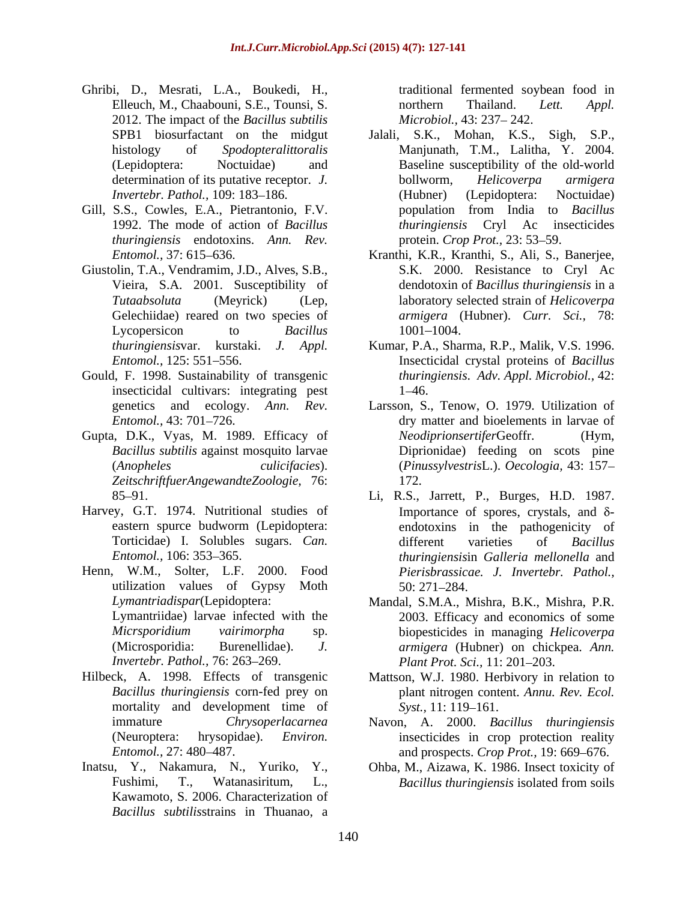Ghribi, D., Mesrati, L.A., Boukedi, H., Elleuch, M., Chaabouni, S.E., Tounsi, S. 2012. The impact of the *Bacillus subtilis* SPB1 biosurfactant on the midgut histology of *Spodopteralittoralis* (Lepidoptera: Noctuidae) and determination of its putative receptor. *J. Invertebr. Pathol.,* 109: 183–186.

Gill, S.S., Cowles, E.A., Pietrantonio, F.V. 1992. The mode of action of *Bacillus thuringiensis* endotoxins. *Ann. Rev. Entomol.,* 37: 615–636.

Giustolin, T.A., Vendramim, J.D., Alves, S.B., Vieira, S.A. 2001. Susceptibility of *Tutaabsoluta* (Meyrick) (Lep, Gelechiidae) reared on two species of Lycopersicon to *Bacillus thuringiensis*var. kurstaki. *J. Appl. Entomol.,* 125: 551–556.

Gould, F. 1998. Sustainability of transgenic insecticidal cultivars: integrating pest genetics and ecology. *Ann. Rev. Entomol.,* 43: 701–726.

Gupta, D.K., Vyas, M. 1989. Efficacy of *Bacillus subtilis* against mosquito larvae (*Anopheles culicifacies*). *ZeitschriftfuerAngewandteZoologie,* 76: 85–91.

Harvey, G.T. 1974. Nutritional studies of eastern spurce budworm (Lepidoptera: Torticidae) I. Solubles sugars. *Can. Entomol.,* 106: 353–365.

Henn, W.M., Solter, L.F. 2000. Food utilization values of Gypsy Moth *Lymantriadispar*(Lepidoptera: Lymantriidae) larvae infected with the *Micrsporidium vairimorpha* sp. (Microsporidia: Burenellidae). *J. Invertebr. Pathol.,* 76: 263–269.

Hilbeck, A. 1998. Effects of transgenic *Bacillus thuringiensis* corn-fed prey on mortality and development time of immature *Chrysoperlacarnea* (Neuroptera: hrysopidae). *Environ. Entomol.,* 27: 480–487.

Inatsu, Y., Nakamura, N., Yuriko, Y., Fushimi, T., Watanasiritum, L., Kawamoto, S. 2006. Characterization of *Bacillus subtilis*strains in Thuanao, a traditional fermented soybean food in northern Thailand. *Lett. Appl. Microbiol.,* 43: 237– 242.

Jalali, S.K., Mohan, K.S., Sigh, S.P., Manjunath, T.M., Lalitha, Y. 2004. Baseline susceptibility of the old-world bollworm, *Helicoverpa armigera* (Hubner) (Lepidoptera: Noctuidae) population from India to *Bacillus thuringiensis* Cryl Ac insecticides protein. *Crop Prot.,* 23: 53–59.

Kranthi, K.R., Kranthi, S., Ali, S., Banerjee, S.K. 2000. Resistance to Cryl Ac dendotoxin of *Bacillus thuringiensis* in a laboratory selected strain of *Helicoverpa armigera* (Hubner). *Curr. Sci.,* 78: 1001–1004.

Kumar, P.A., Sharma, R.P., Malik, V.S. 1996. Insecticidal crystal proteins of *Bacillus thuringiensis*. *Adv. Appl. Microbiol.,* 42: 1–46.

Larsson, S., Tenow, O. 1979. Utilization of dry matter and bioelements in larvae of *Neodiprionsertifer*Geoffr. (Hym, Diprionidae) feeding on scots pine (*Pinussylvestris*L.). *Oecologia,* 43: 157–172.

Li, R.S., Jarrett, P., Burges, H.D. 1987. Importance of spores, crystals, and δ-endotoxins in the pathogenicity of different varieties of *Bacillus thuringiensis*in *Galleria mellonella* and *Pierisbrassicae. J. Invertebr. Pathol.,* 50: 271–284.

Mandal, S.M.A., Mishra, B.K., Mishra, P.R. 2003. Efficacy and economics of some biopesticides in managing *Helicoverpa armigera* (Hubner) on chickpea. *Ann. Plant Prot. Sci.,* 11: 201–203.

Mattson, W.J. 1980. Herbivory in relation to plant nitrogen content. *Annu. Rev. Ecol. Syst.,* 11: 119–161.

Navon, A. 2000. *Bacillus thuringiensis* insecticides in crop protection reality and prospects. *Crop Prot.,* 19: 669–676.

Ohba, M., Aizawa, K. 1986. Insect toxicity of *Bacillus thuringiensis* isolated from soils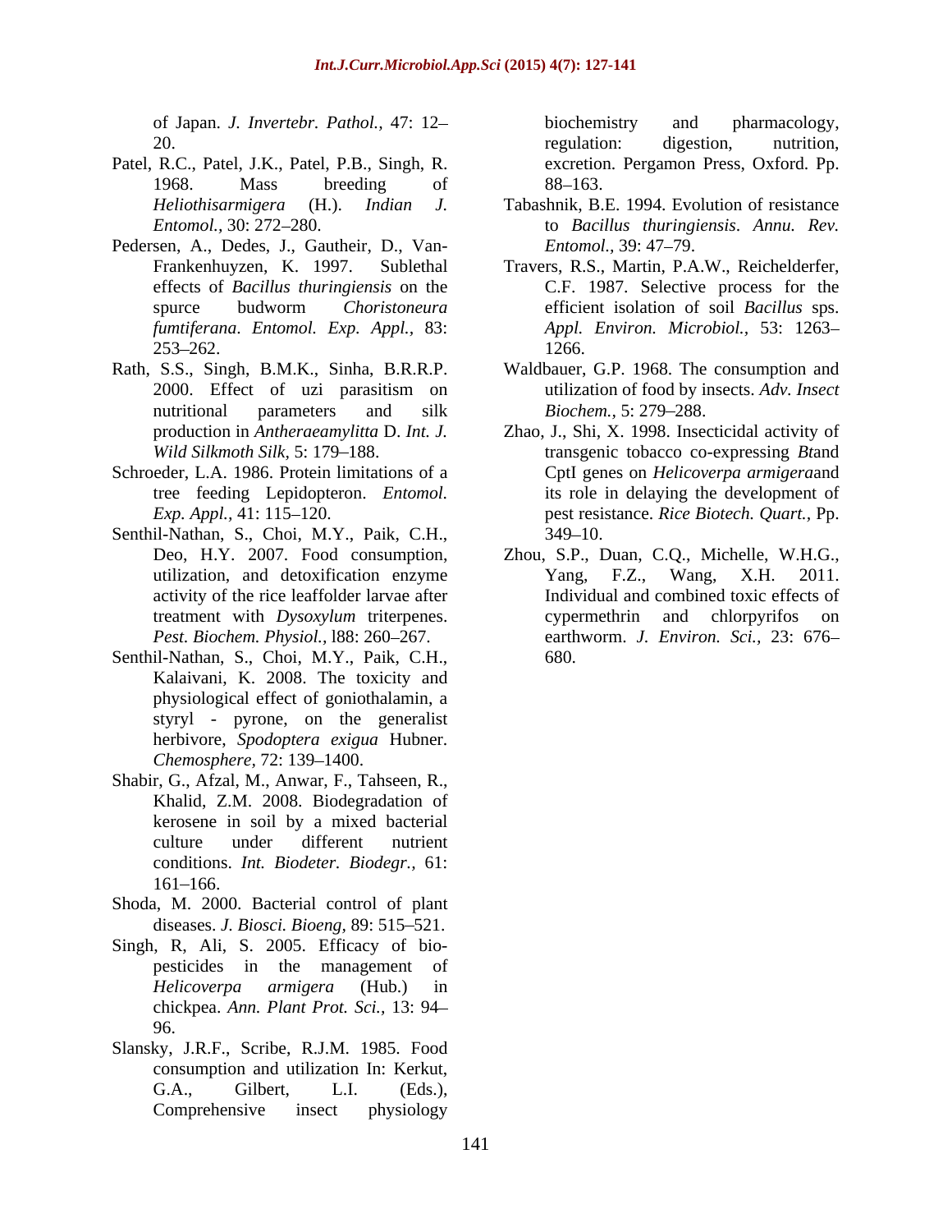of Japan. *J. Invertebr. Pathol.,* 47: 12–20.

Patel, R.C., Patel, J.K., Patel, P.B., Singh, R. 1968. Mass breeding of *Heliothisarmigera* (H.). *Indian J. Entomol.,* 30: 272–280.

Pedersen, A., Dedes, J., Gautheir, D., Van-Frankenhuyzen, K. 1997. Sublethal effects of *Bacillus thuringiensis* on the spurce budworm *Choristoneura fumtiferana*. *Entomol. Exp. Appl.,* 83: 253–262.

Rath, S.S., Singh, B.M.K., Sinha, B.R.R.P. 2000. Effect of uzi parasitism on nutritional parameters and silk production in *Antheraeamylitta* D. *Int. J. Wild Silkmoth Silk,* 5: 179–188.

Schroeder, L.A. 1986. Protein limitations of a tree feeding Lepidopteron. *Entomol. Exp. Appl.,* 41: 115–120.

Senthil-Nathan, S., Choi, M.Y., Paik, C.H., Deo, H.Y. 2007. Food consumption, utilization, and detoxification enzyme activity of the rice leaffolder larvae after treatment with *Dysoxylum* triterpenes. *Pest. Biochem. Physiol.,* l88: 260–267.

Senthil-Nathan, S., Choi, M.Y., Paik, C.H., Kalaivani, K. 2008. The toxicity and physiological effect of goniothalamin, a styryl - pyrone, on the generalist herbivore, *Spodoptera exigua* Hubner. *Chemosphere,* 72: 139–1400.

Shabir, G., Afzal, M., Anwar, F., Tahseen, R., Khalid, Z.M. 2008. Biodegradation of kerosene in soil by a mixed bacterial culture under different nutrient conditions. *Int. Biodeter. Biodegr.,* 61: 161–166.

Shoda, M. 2000. Bacterial control of plant diseases. *J. Biosci. Bioeng,* 89: 515–521.

Singh, R, Ali, S. 2005. Efficacy of bio-pesticides in the management of *Helicoverpa armigera* (Hub.) in chickpea. *Ann. Plant Prot. Sci.,* 13: 94–96.

Slansky, J.R.F., Scribe, R.J.M. 1985. Food consumption and utilization In: Kerkut, G.A., Gilbert, L.I. (Eds.), Comprehensive insect physiology biochemistry and pharmacology, regulation: digestion, nutrition, excretion. Pergamon Press, Oxford. Pp. 88–163.

Tabashnik, B.E. 1994. Evolution of resistance to *Bacillus thuringiensis*. *Annu. Rev. Entomol.,* 39: 47–79.

Travers, R.S., Martin, P.A.W., Reichelderfer, C.F. 1987. Selective process for the efficient isolation of soil *Bacillus* sps. *Appl. Environ. Microbiol.,* 53: 1263–1266.

Waldbauer, G.P. 1968. The consumption and utilization of food by insects. *Adv. Insect Biochem.,* 5: 279–288.

Zhao, J., Shi, X. 1998. Insecticidal activity of transgenic tobacco co-expressing *Bt*and CptI genes on *Helicoverpa armigera*and its role in delaying the development of pest resistance. *Rice Biotech. Quart.,* Pp. 349–10.

Zhou, S.P., Duan, C.Q., Michelle, W.H.G., Yang, F.Z., Wang, X.H. 2011. Individual and combined toxic effects of cypermethrin and chlorpyrifos on earthworm. *J. Environ. Sci.,* 23: 676–680.